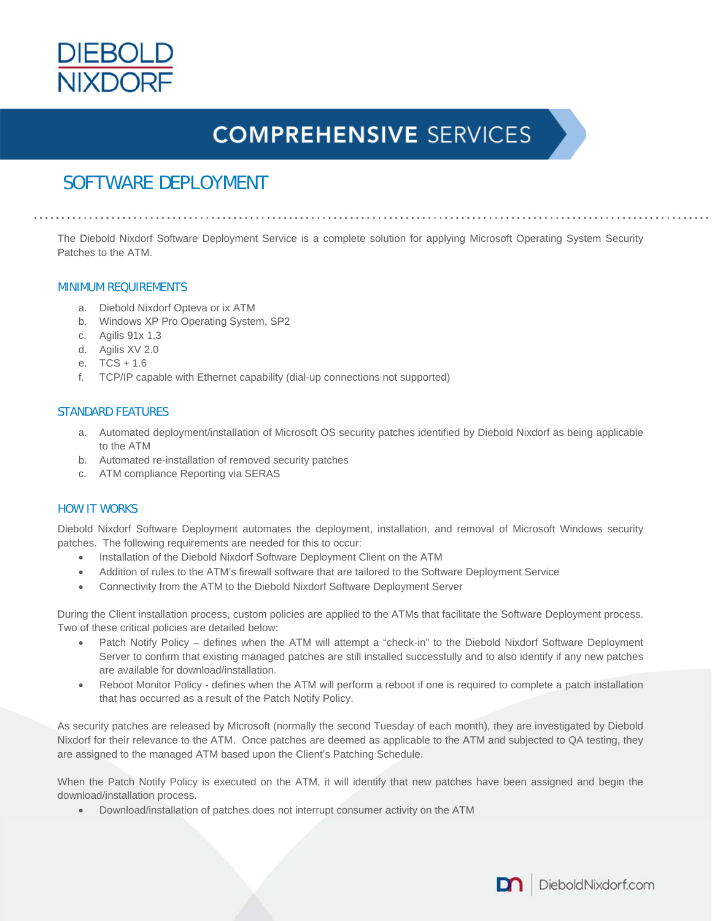# DIEBOLD NIXDORF

## COMPREHENSIVE SERVICES

## SOFTWARE DEPLOYMENT

The Diebold Nixdorf Software Deployment Service is a complete solution for applying Microsoft Operating System Security Patches to the ATM.

### MINIMUM REQUIREMENTS

a. Diebold Nixdorf Opteva or ix ATM
b. Windows XP Pro Operating System, SP2
c. Agilis 91x 1.3
d. Agilis XV 2.0
e. TCS + 1.6
f. TCP/IP capable with Ethernet capability (dial-up connections not supported)

### STANDARD FEATURES

a. Automated deployment/installation of Microsoft OS security patches identified by Diebold Nixdorf as being applicable to the ATM
b. Automated re-installation of removed security patches
c. ATM compliance Reporting via SERAS

### HOW IT WORKS

Diebold Nixdorf Software Deployment automates the deployment, installation, and removal of Microsoft Windows security patches. The following requirements are needed for this to occur:

- Installation of the Diebold Nixdorf Software Deployment Client on the ATM
- Addition of rules to the ATM's firewall software that are tailored to the Software Deployment Service
- Connectivity from the ATM to the Diebold Nixdorf Software Deployment Server

During the Client installation process, custom policies are applied to the ATMs that facilitate the Software Deployment process. Two of these critical policies are detailed below:

- Patch Notify Policy – defines when the ATM will attempt a "check-in" to the Diebold Nixdorf Software Deployment Server to confirm that existing managed patches are still installed successfully and to also identify if any new patches are available for download/installation.
- Reboot Monitor Policy - defines when the ATM will perform a reboot if one is required to complete a patch installation that has occurred as a result of the Patch Notify Policy.

As security patches are released by Microsoft (normally the second Tuesday of each month), they are investigated by Diebold Nixdorf for their relevance to the ATM. Once patches are deemed as applicable to the ATM and subjected to QA testing, they are assigned to the managed ATM based upon the Client's Patching Schedule.

When the Patch Notify Policy is executed on the ATM, it will identify that new patches have been assigned and begin the download/installation process.

- Download/installation of patches does not interrupt consumer activity on the ATM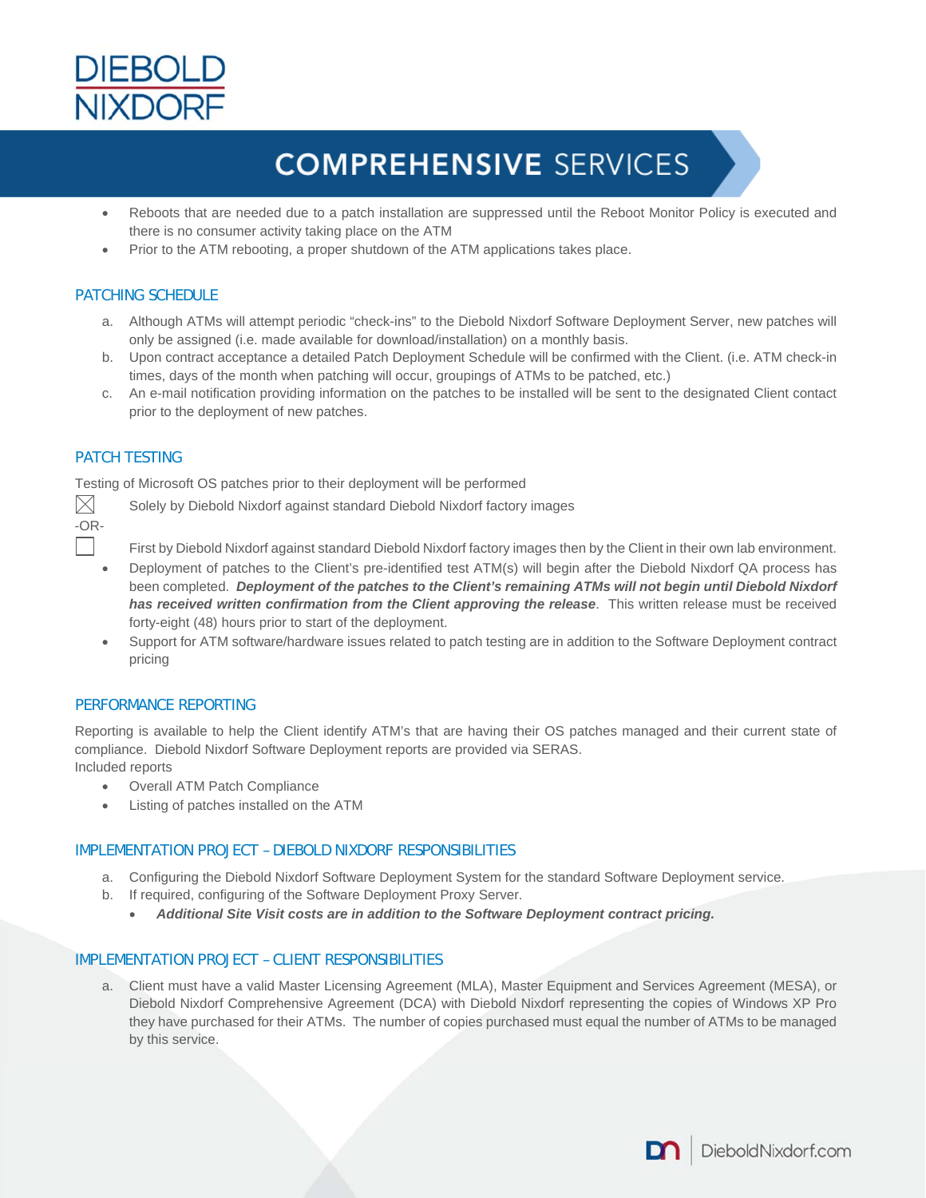- Reboots that are needed due to a patch installation are suppressed until the Reboot Monitor Policy is executed and there is no consumer activity taking place on the ATM
- Prior to the ATM rebooting, a proper shutdown of the ATM applications takes place.

## PATCHING SCHEDULE

a. Although ATMs will attempt periodic "check-ins" to the Diebold Nixdorf Software Deployment Server, new patches will only be assigned (i.e. made available for download/installation) on a monthly basis.
b. Upon contract acceptance a detailed Patch Deployment Schedule will be confirmed with the Client. (i.e. ATM check-in times, days of the month when patching will occur, groupings of ATMs to be patched, etc.)
c. An e-mail notification providing information on the patches to be installed will be sent to the designated Client contact prior to the deployment of new patches.

## PATCH TESTING

Testing of Microsoft OS patches prior to their deployment will be performed

☒ Solely by Diebold Nixdorf against standard Diebold Nixdorf factory images

-OR-

☐ First by Diebold Nixdorf against standard Diebold Nixdorf factory images then by the Client in their own lab environment.

- Deployment of patches to the Client's pre-identified test ATM(s) will begin after the Diebold Nixdorf QA process has been completed. ***Deployment of the patches to the Client's remaining ATMs will not begin until Diebold Nixdorf has received written confirmation from the Client approving the release***. This written release must be received forty-eight (48) hours prior to start of the deployment.
- Support for ATM software/hardware issues related to patch testing are in addition to the Software Deployment contract pricing

## PERFORMANCE REPORTING

Reporting is available to help the Client identify ATM's that are having their OS patches managed and their current state of compliance. Diebold Nixdorf Software Deployment reports are provided via SERAS.
Included reports

- Overall ATM Patch Compliance
- Listing of patches installed on the ATM

## IMPLEMENTATION PROJECT – DIEBOLD NIXDORF RESPONSIBILITIES

a. Configuring the Diebold Nixdorf Software Deployment System for the standard Software Deployment service.
b. If required, configuring of the Software Deployment Proxy Server.
    - ***Additional Site Visit costs are in addition to the Software Deployment contract pricing.***

## IMPLEMENTATION PROJECT – CLIENT RESPONSIBILITIES

a. Client must have a valid Master Licensing Agreement (MLA), Master Equipment and Services Agreement (MESA), or Diebold Nixdorf Comprehensive Agreement (DCA) with Diebold Nixdorf representing the copies of Windows XP Pro they have purchased for their ATMs. The number of copies purchased must equal the number of ATMs to be managed by this service.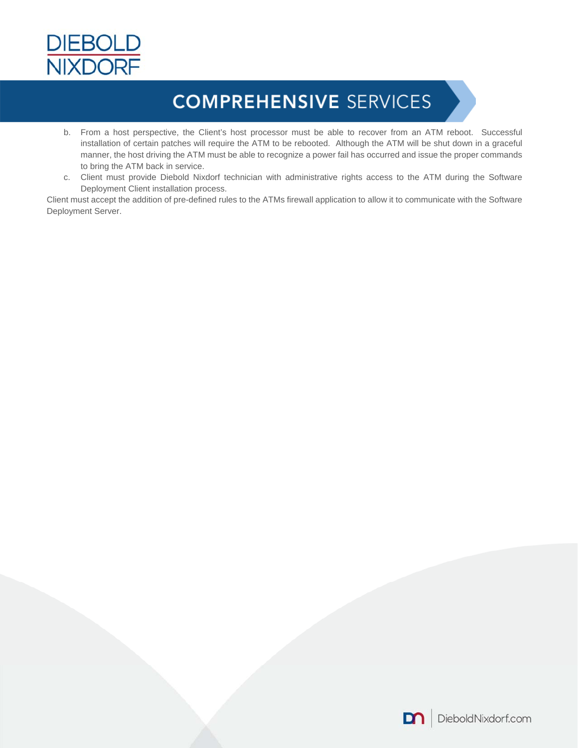b. From a host perspective, the Client's host processor must be able to recover from an ATM reboot. Successful installation of certain patches will require the ATM to be rebooted. Although the ATM will be shut down in a graceful manner, the host driving the ATM must be able to recognize a power fail has occurred and issue the proper commands to bring the ATM back in service.
c. Client must provide Diebold Nixdorf technician with administrative rights access to the ATM during the Software Deployment Client installation process.

Client must accept the addition of pre-defined rules to the ATMs firewall application to allow it to communicate with the Software Deployment Server.